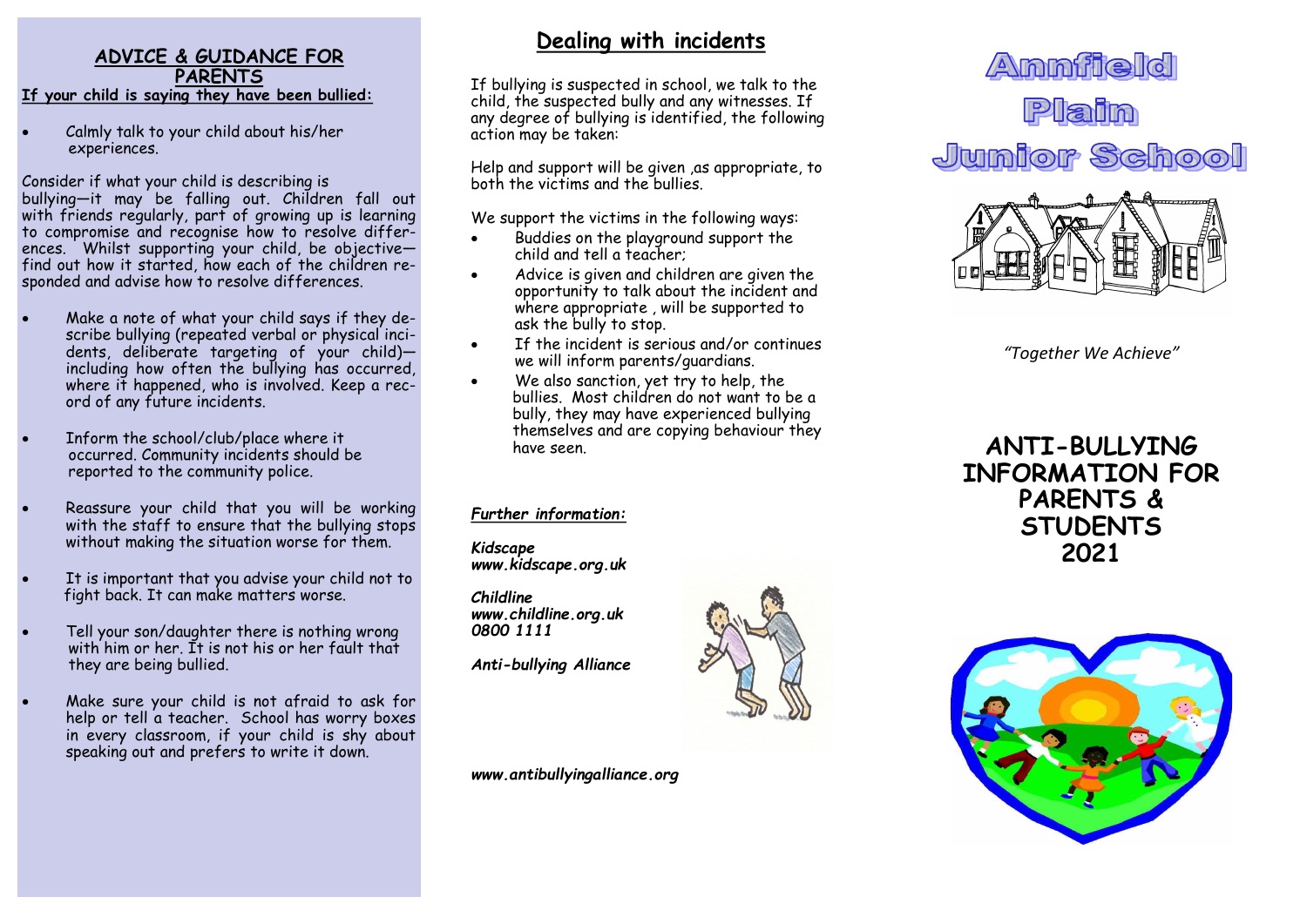## ADVICE & GUIDANCE FOR PARENTS

**If your child is saying they have been bullied:**

- Calmly talk to your child about his/her experiences.

Consider if what your child is describing is bullying—it may be falling out. Children fall out with friends regularly, part of growing up is learning to compromise and recognise how to resolve differences. Whilst supporting your child, be objective—find out how it started, how each of the children responded and advise how to resolve differences.

- Make a note of what your child says if they describe bullying (repeated verbal or physical incidents, deliberate targeting of your child)—including how often the bullying has occurred, where it happened, who is involved. Keep a record of any future incidents.
- Inform the school/club/place where it occurred. Community incidents should be reported to the community police.
- Reassure your child that you will be working with the staff to ensure that the bullying stops without making the situation worse for them.
- It is important that you advise your child not to fight back. It can make matters worse.
- Tell your son/daughter there is nothing wrong with him or her. It is not his or her fault that they are being bullied.
- Make sure your child is not afraid to ask for help or tell a teacher. School has worry boxes in every classroom, if your child is shy about speaking out and prefers to write it down.

## Dealing with incidents

If bullying is suspected in school, we talk to the child, the suspected bully and any witnesses. If any degree of bullying is identified, the following action may be taken:

Help and support will be given ,as appropriate, to both the victims and the bullies.

We support the victims in the following ways:

- Buddies on the playground support the child and tell a teacher;
- Advice is given and children are given the opportunity to talk about the incident and where appropriate , will be supported to ask the bully to stop.
- If the incident is serious and/or continues we will inform parents/guardians.
- We also sanction, yet try to help, the bullies. Most children do not want to be a bully, they may have experienced bullying themselves and are copying behaviour they have seen.

***Further information:***

***Kidscape***
***www.kidscape.org.uk***

***Childline***
***www.childline.org.uk***
***0800 1111***

***Anti-bullying Alliance***

***www.antibullyingalliance.org***

# Annfield Plain Junior School

*"Together We Achieve"*

# ANTI-BULLYING INFORMATION FOR PARENTS & STUDENTS 2021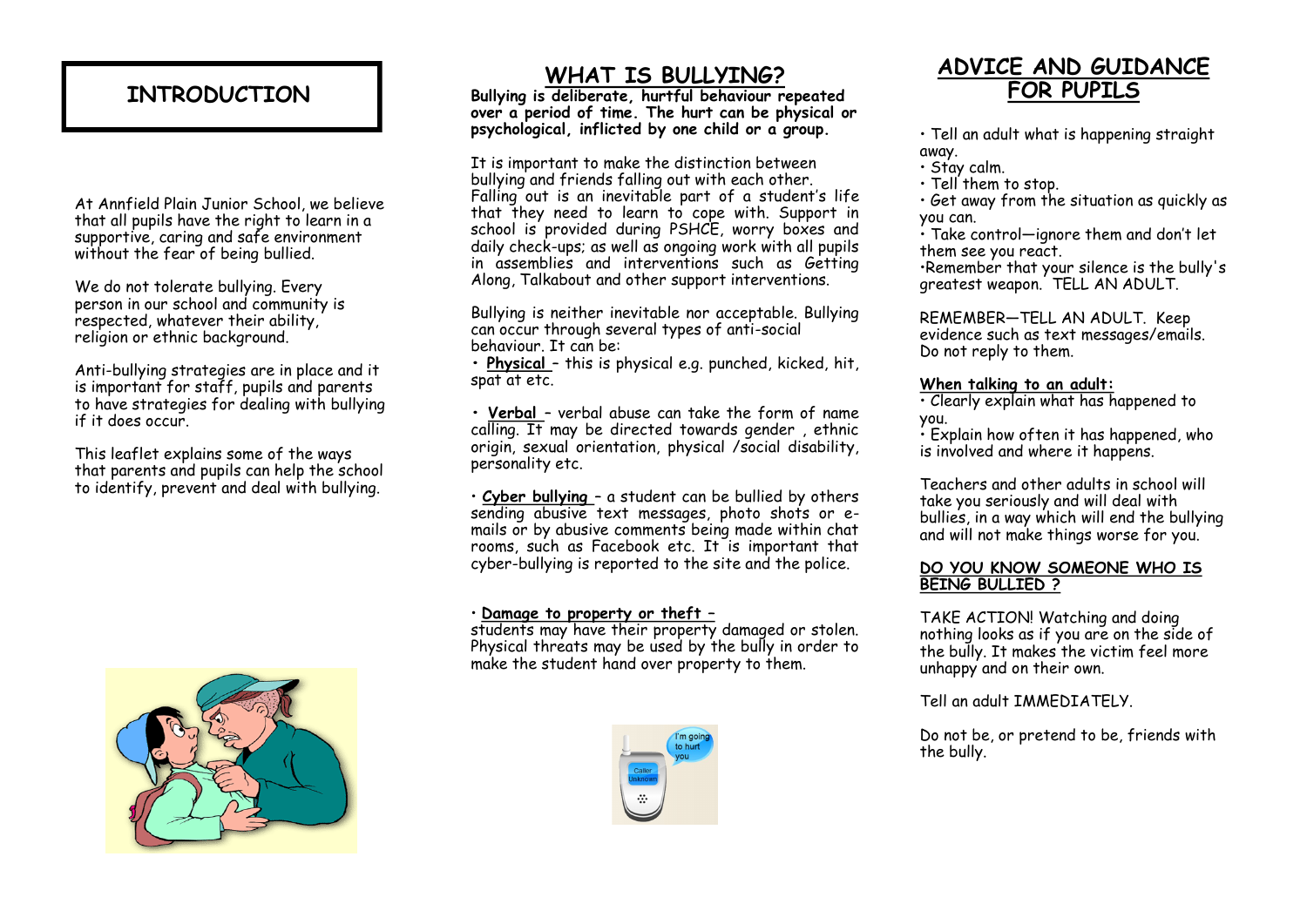## INTRODUCTION

At Annfield Plain Junior School, we believe that all pupils have the right to learn in a supportive, caring and safe environment without the fear of being bullied.

We do not tolerate bullying. Every person in our school and community is respected, whatever their ability, religion or ethnic background.

Anti-bullying strategies are in place and it is important for staff, pupils and parents to have strategies for dealing with bullying if it does occur.

This leaflet explains some of the ways that parents and pupils can help the school to identify, prevent and deal with bullying.

## WHAT IS BULLYING?

**Bullying is deliberate, hurtful behaviour repeated over a period of time. The hurt can be physical or psychological, inflicted by one child or a group.**

It is important to make the distinction between bullying and friends falling out with each other. Falling out is an inevitable part of a student's life that they need to learn to cope with. Support in school is provided during PSHCE, worry boxes and daily check-ups; as well as ongoing work with all pupils in assemblies and interventions such as Getting Along, Talkabout and other support interventions.

Bullying is neither inevitable nor acceptable. Bullying can occur through several types of anti-social behaviour. It can be:

- **Physical** – this is physical e.g. punched, kicked, hit, spat at etc.
- **Verbal** – verbal abuse can take the form of name calling. It may be directed towards gender , ethnic origin, sexual orientation, physical /social disability, personality etc.
- **Cyber bullying** – a student can be bullied by others sending abusive text messages, photo shots or e-mails or by abusive comments being made within chat rooms, such as Facebook etc. It is important that cyber-bullying is reported to the site and the police.
- **Damage to property or theft** – students may have their property damaged or stolen. Physical threats may be used by the bully in order to make the student hand over property to them.

## ADVICE AND GUIDANCE FOR PUPILS

- Tell an adult what is happening straight away.
- Stay calm.
- Tell them to stop.
- Get away from the situation as quickly as you can.
- Take control—ignore them and don't let them see you react.
- Remember that your silence is the bully's greatest weapon. TELL AN ADULT.

REMEMBER—TELL AN ADULT. Keep evidence such as text messages/emails. Do not reply to them.

**When talking to an adult:**

- Clearly explain what has happened to you.
- Explain how often it has happened, who is involved and where it happens.

Teachers and other adults in school will take you seriously and will deal with bullies, in a way which will end the bullying and will not make things worse for you.

**DO YOU KNOW SOMEONE WHO IS BEING BULLIED ?**

TAKE ACTION! Watching and doing nothing looks as if you are on the side of the bully. It makes the victim feel more unhappy and on their own.

Tell an adult IMMEDIATELY.

Do not be, or pretend to be, friends with the bully.